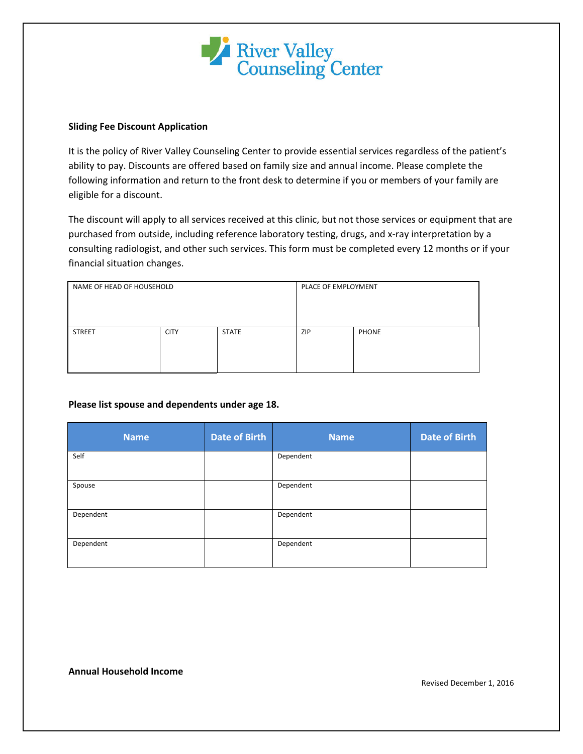River Valley Counseling Center

**Sliding Fee Discount Application**

It is the policy of River Valley Counseling Center to provide essential services regardless of the patient's ability to pay. Discounts are offered based on family size and annual income. Please complete the following information and return to the front desk to determine if you or members of your family are eligible for a discount.

The discount will apply to all services received at this clinic, but not those services or equipment that are purchased from outside, including reference laboratory testing, drugs, and x-ray interpretation by a consulting radiologist, and other such services. This form must be completed every 12 months or if your financial situation changes.

| NAME OF HEAD OF HOUSEHOLD | | | PLACE OF EMPLOYMENT | |
|---|---|---|---|---|
| | | | | |
| STREET | CITY | STATE | ZIP | PHONE |
| | | | | |

**Please list spouse and dependents under age 18.**

| Name | Date of Birth | Name | Date of Birth |
|---|---|---|---|
| Self | | Dependent | |
| Spouse | | Dependent | |
| Dependent | | Dependent | |
| Dependent | | Dependent | |

**Annual Household Income**

Revised December 1, 2016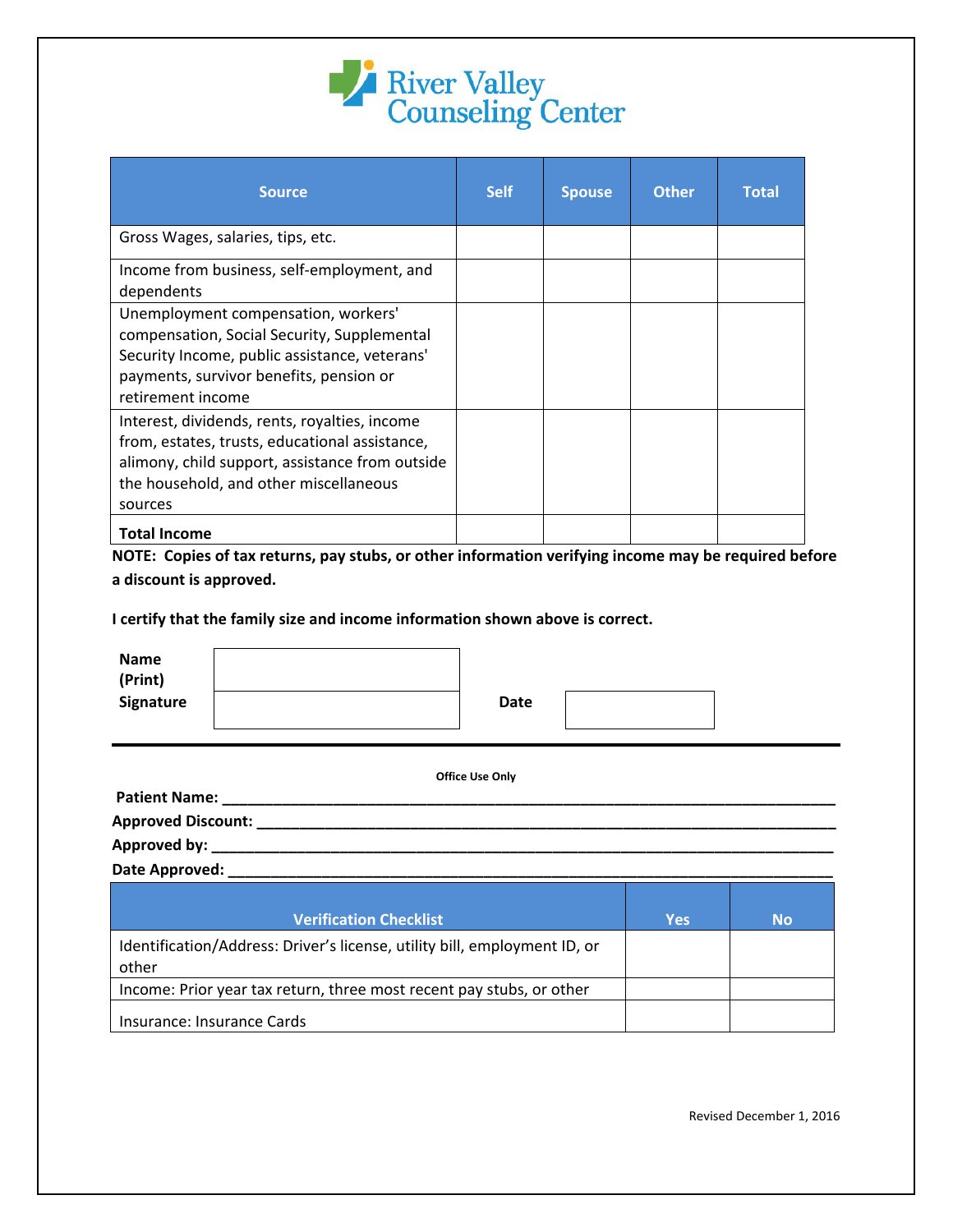# River Valley Counseling Center

| Source | Self | Spouse | Other | Total |
|---|---|---|---|---|
| Gross Wages, salaries, tips, etc. | | | | |
| Income from business, self-employment, and dependents | | | | |
| Unemployment compensation, workers' compensation, Social Security, Supplemental Security Income, public assistance, veterans' payments, survivor benefits, pension or retirement income | | | | |
| Interest, dividends, rents, royalties, income from, estates, trusts, educational assistance, alimony, child support, assistance from outside the household, and other miscellaneous sources | | | | |
| **Total Income** | | | | |

**NOTE: Copies of tax returns, pay stubs, or other information verifying income may be required before a discount is approved.**

**I certify that the family size and income information shown above is correct.**

**Name (Print)** ______________________

**Signature** ______________________ **Date** ______________

---

**Office Use Only**

**Patient Name:** ____________________________________________

**Approved Discount:** ____________________________________________

**Approved by:** ____________________________________________

**Date Approved:** ____________________________________________

| Verification Checklist | Yes | No |
|---|---|---|
| Identification/Address: Driver's license, utility bill, employment ID, or other | | |
| Income: Prior year tax return, three most recent pay stubs, or other | | |
| Insurance: Insurance Cards | | |

Revised December 1, 2016